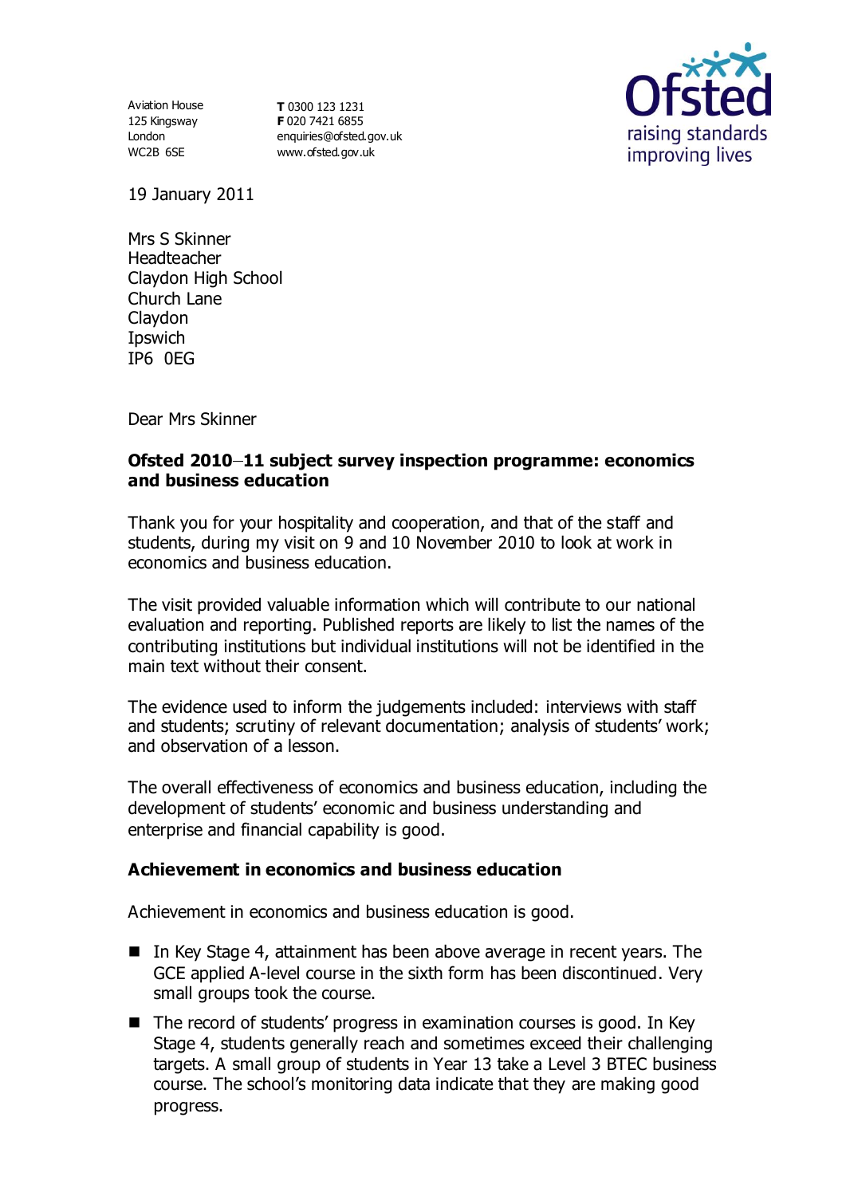Aviation House
125 Kingsway
London
WC2B 6SE

**T** 0300 123 1231
**F** 020 7421 6855
enquiries@ofsted.gov.uk
www.ofsted.gov.uk

Ofsted
raising standards
improving lives

19 January 2011

Mrs S Skinner
Headteacher
Claydon High School
Church Lane
Claydon
Ipswich
IP6 0EG

Dear Mrs Skinner

**Ofsted 2010–11 subject survey inspection programme: economics and business education**

Thank you for your hospitality and cooperation, and that of the staff and students, during my visit on 9 and 10 November 2010 to look at work in economics and business education.

The visit provided valuable information which will contribute to our national evaluation and reporting. Published reports are likely to list the names of the contributing institutions but individual institutions will not be identified in the main text without their consent.

The evidence used to inform the judgements included: interviews with staff and students; scrutiny of relevant documentation; analysis of students' work; and observation of a lesson.

The overall effectiveness of economics and business education, including the development of students' economic and business understanding and enterprise and financial capability is good.

**Achievement in economics and business education**

Achievement in economics and business education is good.

- In Key Stage 4, attainment has been above average in recent years. The GCE applied A-level course in the sixth form has been discontinued. Very small groups took the course.
- The record of students' progress in examination courses is good. In Key Stage 4, students generally reach and sometimes exceed their challenging targets. A small group of students in Year 13 take a Level 3 BTEC business course. The school's monitoring data indicate that they are making good progress.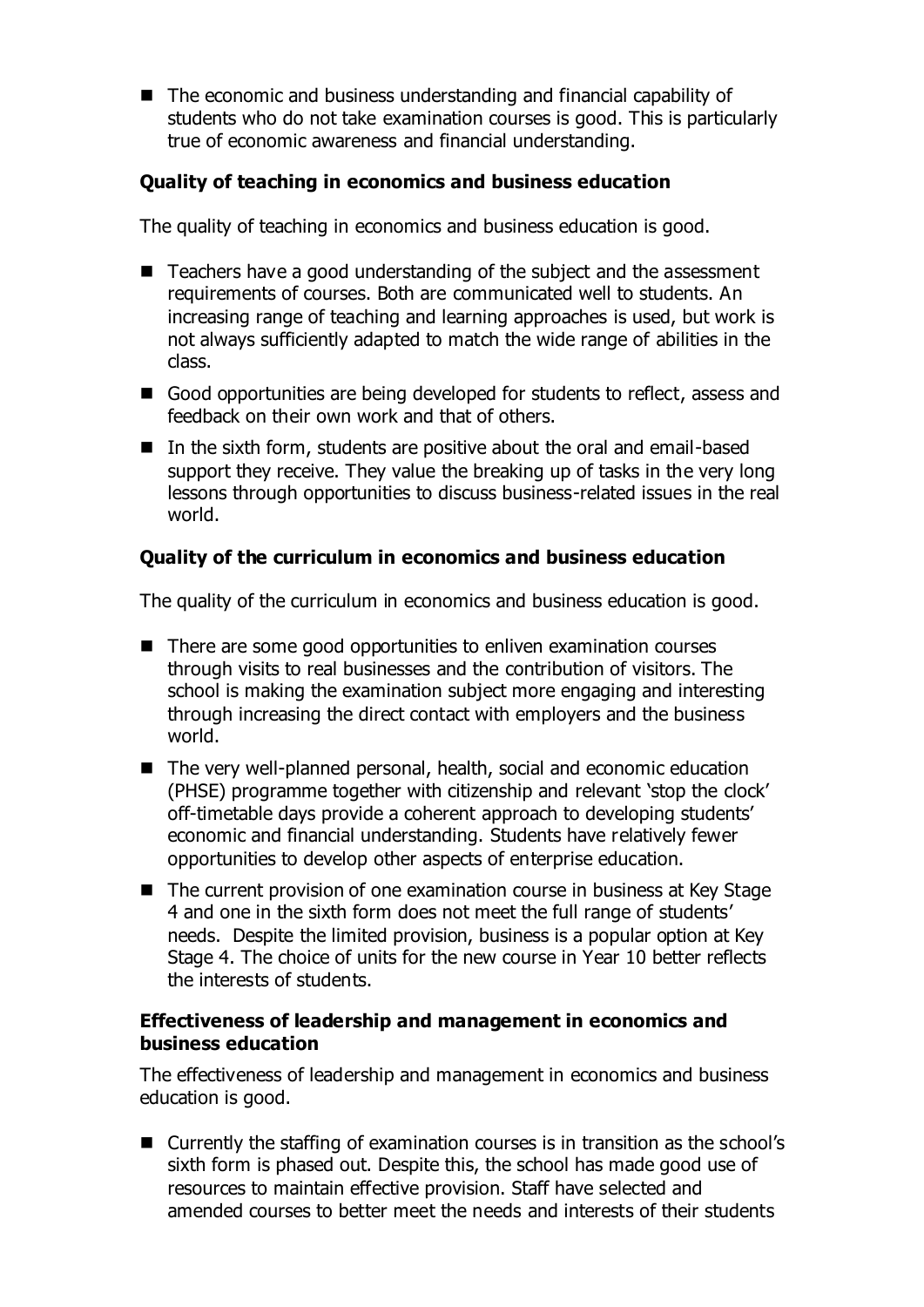- The economic and business understanding and financial capability of students who do not take examination courses is good. This is particularly true of economic awareness and financial understanding.

**Quality of teaching in economics and business education**

The quality of teaching in economics and business education is good.

- Teachers have a good understanding of the subject and the assessment requirements of courses. Both are communicated well to students. An increasing range of teaching and learning approaches is used, but work is not always sufficiently adapted to match the wide range of abilities in the class.
- Good opportunities are being developed for students to reflect, assess and feedback on their own work and that of others.
- In the sixth form, students are positive about the oral and email-based support they receive. They value the breaking up of tasks in the very long lessons through opportunities to discuss business-related issues in the real world.

**Quality of the curriculum in economics and business education**

The quality of the curriculum in economics and business education is good.

- There are some good opportunities to enliven examination courses through visits to real businesses and the contribution of visitors. The school is making the examination subject more engaging and interesting through increasing the direct contact with employers and the business world.
- The very well-planned personal, health, social and economic education (PHSE) programme together with citizenship and relevant 'stop the clock' off-timetable days provide a coherent approach to developing students' economic and financial understanding. Students have relatively fewer opportunities to develop other aspects of enterprise education.
- The current provision of one examination course in business at Key Stage 4 and one in the sixth form does not meet the full range of students' needs. Despite the limited provision, business is a popular option at Key Stage 4. The choice of units for the new course in Year 10 better reflects the interests of students.

**Effectiveness of leadership and management in economics and business education**

The effectiveness of leadership and management in economics and business education is good.

- Currently the staffing of examination courses is in transition as the school's sixth form is phased out. Despite this, the school has made good use of resources to maintain effective provision. Staff have selected and amended courses to better meet the needs and interests of their students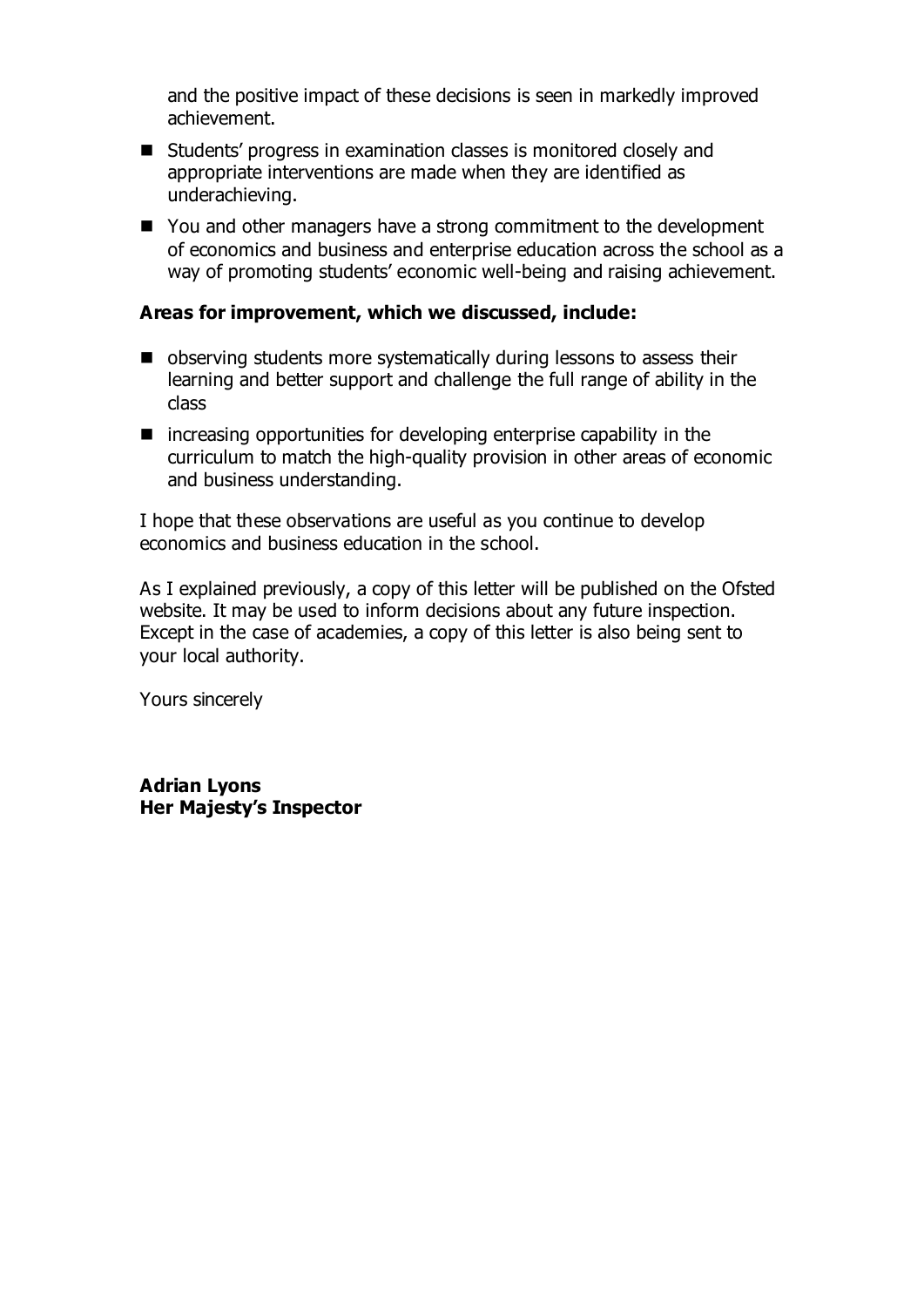and the positive impact of these decisions is seen in markedly improved achievement.

- Students' progress in examination classes is monitored closely and appropriate interventions are made when they are identified as underachieving.
- You and other managers have a strong commitment to the development of economics and business and enterprise education across the school as a way of promoting students' economic well-being and raising achievement.

**Areas for improvement, which we discussed, include:**

- observing students more systematically during lessons to assess their learning and better support and challenge the full range of ability in the class
- increasing opportunities for developing enterprise capability in the curriculum to match the high-quality provision in other areas of economic and business understanding.

I hope that these observations are useful as you continue to develop economics and business education in the school.

As I explained previously, a copy of this letter will be published on the Ofsted website. It may be used to inform decisions about any future inspection. Except in the case of academies, a copy of this letter is also being sent to your local authority.

Yours sincerely

**Adrian Lyons**
**Her Majesty's Inspector**